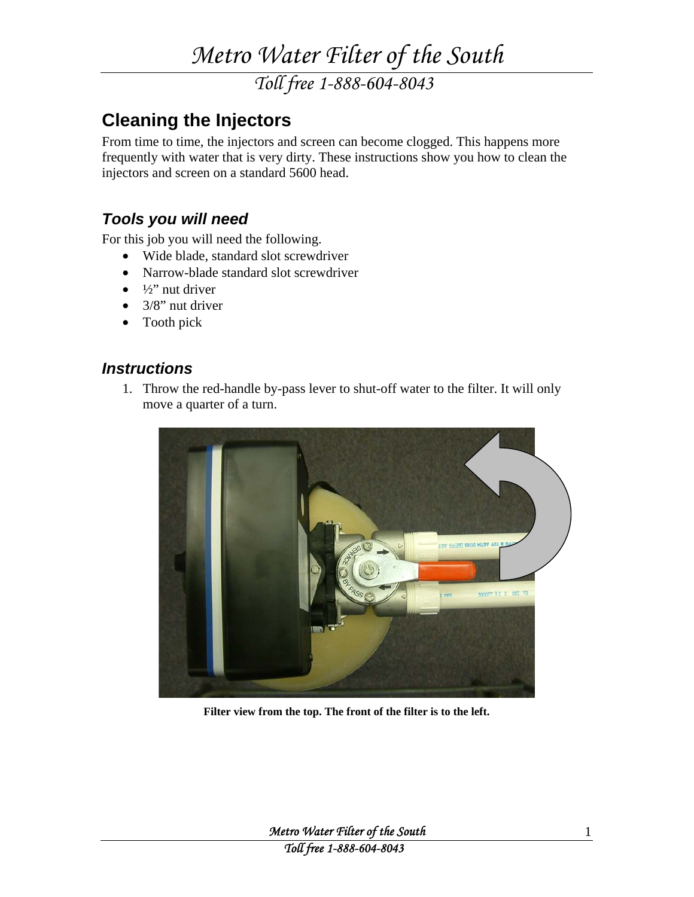# Metro Water Filter of the South

*Toll free 1-888-604-8043*

## Cleaning the Injectors

From time to time, the injectors and screen can become clogged. This happens more frequently with water that is very dirty. These instructions show you how to clean the injectors and screen on a standard 5600 head.

### *Tools you will need*

For this job you will need the following.

- Wide blade, standard slot screwdriver
- Narrow-blade standard slot screwdriver
- ½" nut driver
- 3/8" nut driver
- Tooth pick

### *Instructions*

1. Throw the red-handle by-pass lever to shut-off water to the filter. It will only move a quarter of a turn.

**Filter view from the top. The front of the filter is to the left.**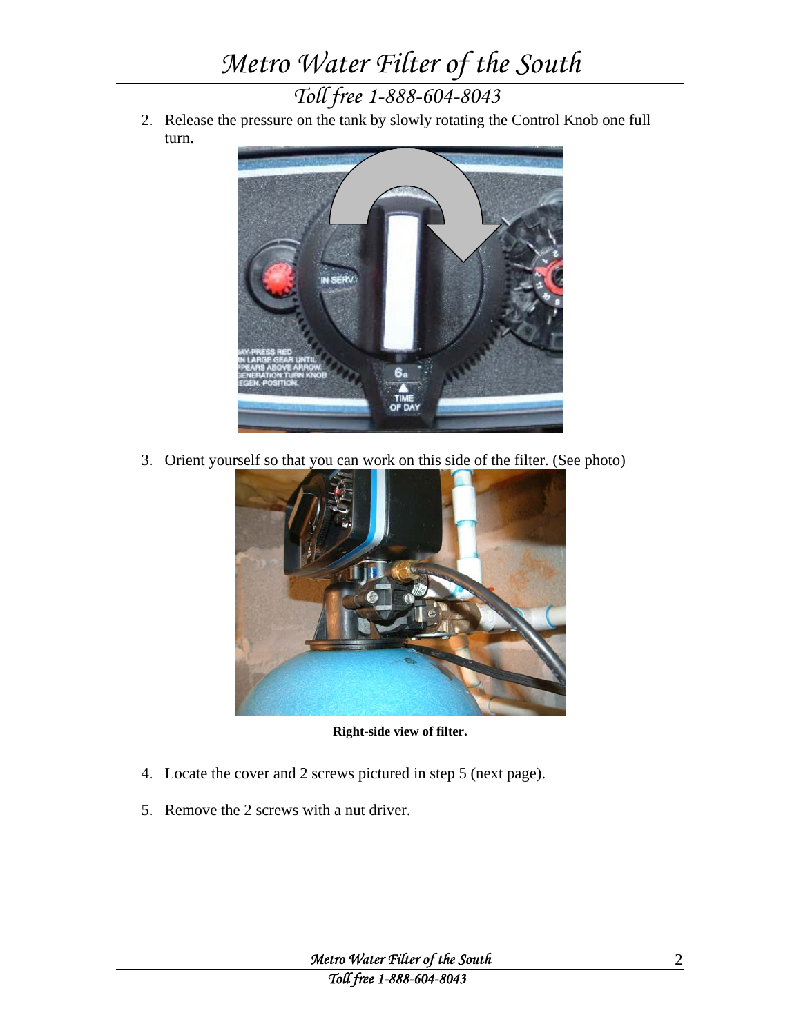2. Release the pressure on the tank by slowly rotating the Control Knob one full turn.

3. Orient yourself so that you can work on this side of the filter. (See photo)

**Right-side view of filter.**

4. Locate the cover and 2 screws pictured in step 5 (next page).

5. Remove the 2 screws with a nut driver.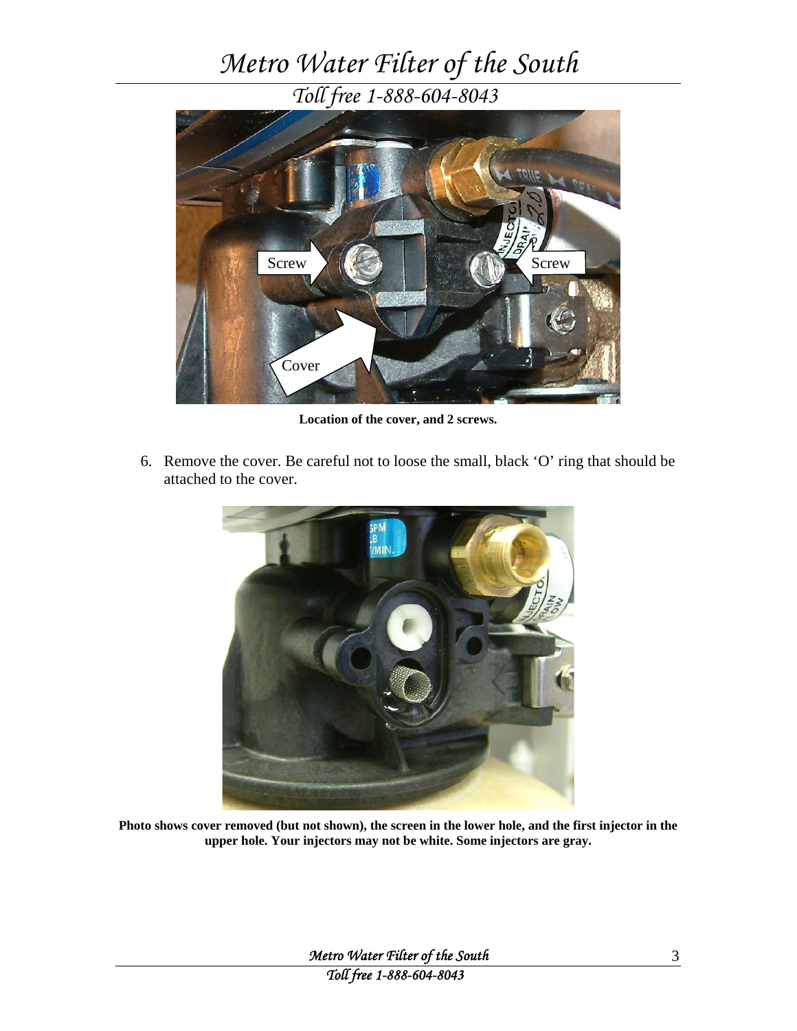**Location of the cover, and 2 screws.**

6. Remove the cover. Be careful not to loose the small, black 'O' ring that should be attached to the cover.

**Photo shows cover removed (but not shown), the screen in the lower hole, and the first injector in the upper hole. Your injectors may not be white. Some injectors are gray.**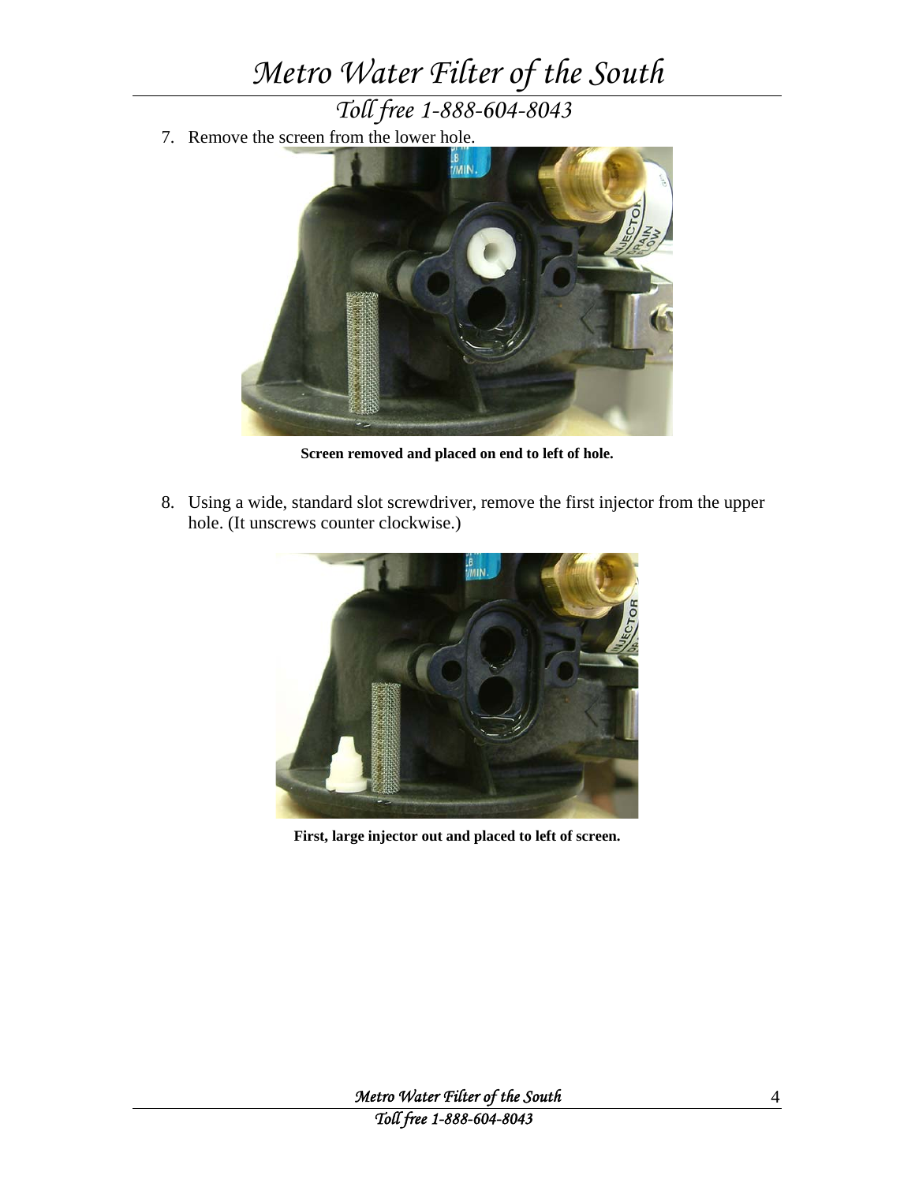7. Remove the screen from the lower hole.

**Screen removed and placed on end to left of hole.**

8. Using a wide, standard slot screwdriver, remove the first injector from the upper hole. (It unscrews counter clockwise.)

**First, large injector out and placed to left of screen.**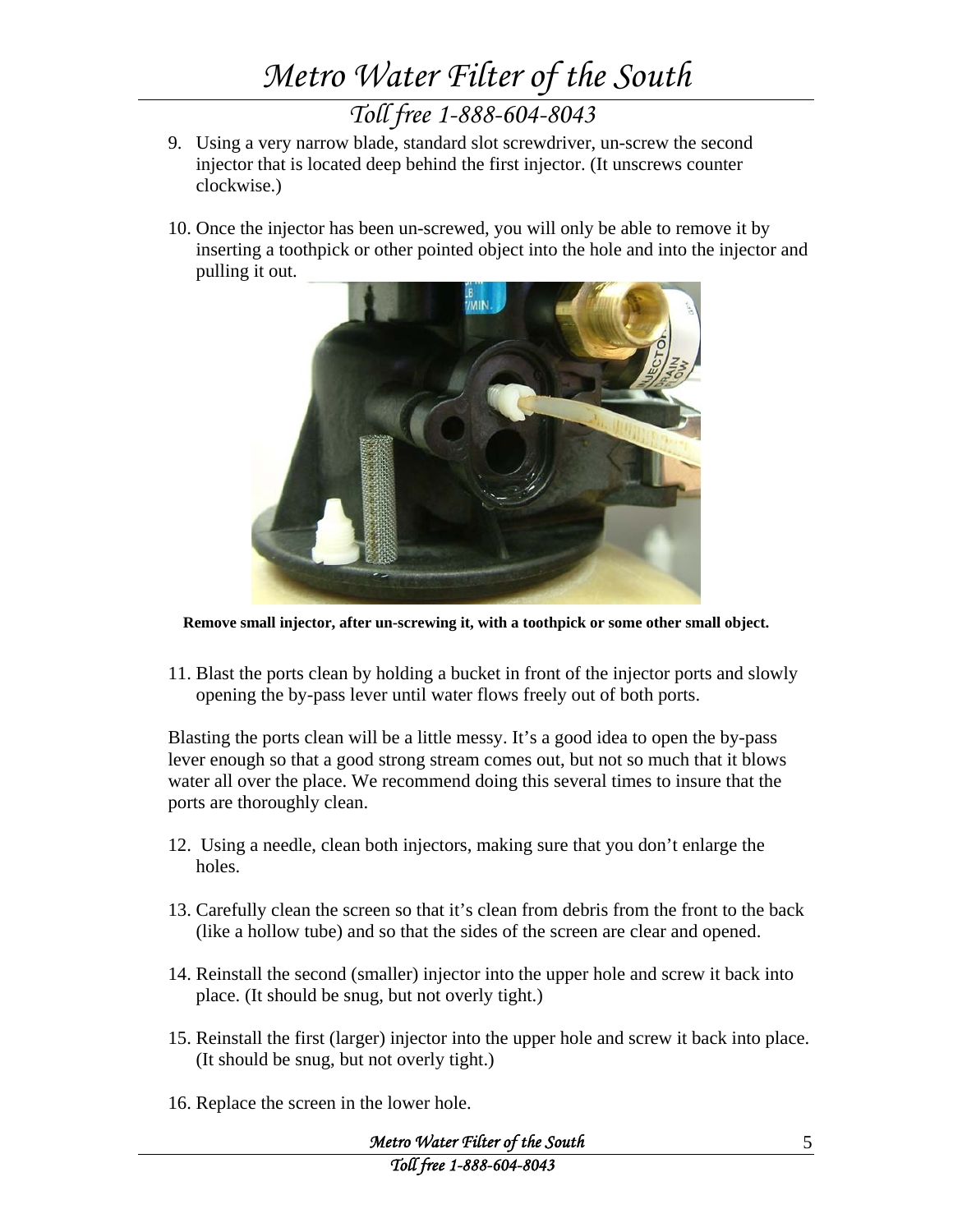9. Using a very narrow blade, standard slot screwdriver, un-screw the second injector that is located deep behind the first injector. (It unscrews counter clockwise.)

10. Once the injector has been un-screwed, you will only be able to remove it by inserting a toothpick or other pointed object into the hole and into the injector and pulling it out.

**Remove small injector, after un-screwing it, with a toothpick or some other small object.**

11. Blast the ports clean by holding a bucket in front of the injector ports and slowly opening the by-pass lever until water flows freely out of both ports.

Blasting the ports clean will be a little messy. It's a good idea to open the by-pass lever enough so that a good strong stream comes out, but not so much that it blows water all over the place. We recommend doing this several times to insure that the ports are thoroughly clean.

12. Using a needle, clean both injectors, making sure that you don't enlarge the holes.

13. Carefully clean the screen so that it's clean from debris from the front to the back (like a hollow tube) and so that the sides of the screen are clear and opened.

14. Reinstall the second (smaller) injector into the upper hole and screw it back into place. (It should be snug, but not overly tight.)

15. Reinstall the first (larger) injector into the upper hole and screw it back into place. (It should be snug, but not overly tight.)

16. Replace the screen in the lower hole.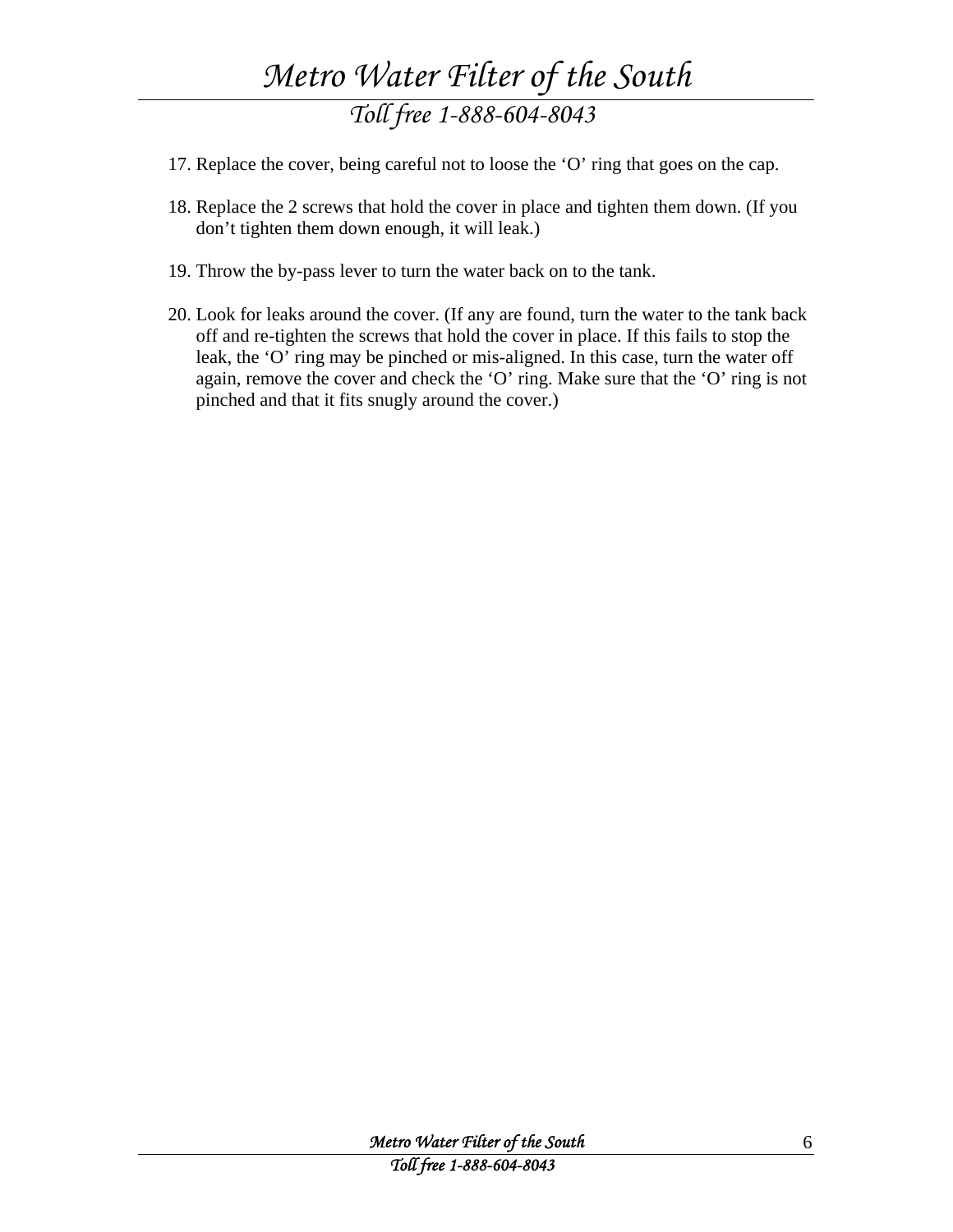17. Replace the cover, being careful not to loose the ‘O’ ring that goes on the cap.

18. Replace the 2 screws that hold the cover in place and tighten them down. (If you don’t tighten them down enough, it will leak.)

19. Throw the by-pass lever to turn the water back on to the tank.

20. Look for leaks around the cover. (If any are found, turn the water to the tank back off and re-tighten the screws that hold the cover in place. If this fails to stop the leak, the ‘O’ ring may be pinched or mis-aligned. In this case, turn the water off again, remove the cover and check the ‘O’ ring. Make sure that the ‘O’ ring is not pinched and that it fits snugly around the cover.)